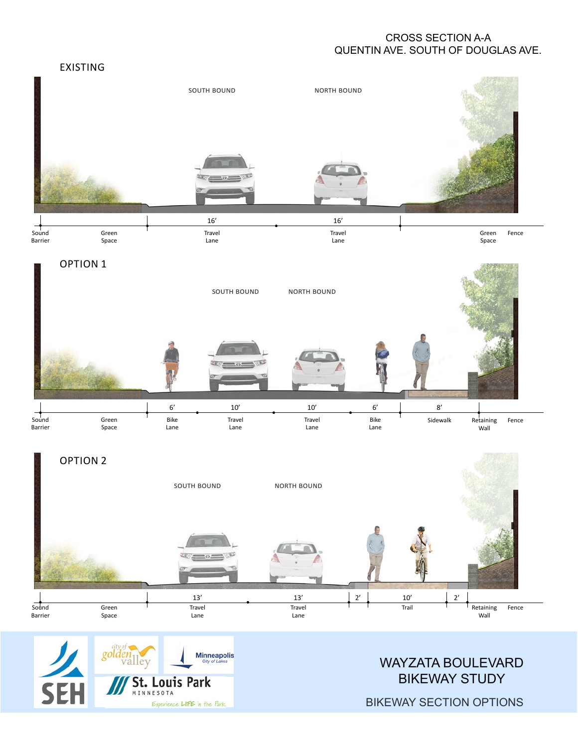# CROSS SECTION A-A
## QUENTIN AVE. SOUTH OF DOUGLAS AVE.

### EXISTING

SOUTH BOUND | NORTH BOUND

| Sound Barrier | Green Space | Travel Lane | Travel Lane | Green Space | Fence |
|---|---|---|---|---|---|
| | | 16′ | 16′ | | |

### OPTION 1

SOUTH BOUND | NORTH BOUND

| Sound Barrier | Green Space | Bike Lane | Travel Lane | Travel Lane | Bike Lane | Sidewalk | Retaining Wall | Fence |
|---|---|---|---|---|---|---|---|---|
| | | 6′ | 10′ | 10′ | 6′ | 8′ | | |

### OPTION 2

SOUTH BOUND | NORTH BOUND

| Sound Barrier | Green Space | Travel Lane | Travel Lane | | Trail | | Retaining Wall | Fence |
|---|---|---|---|---|---|---|---|---|
| | | 13′ | 13′ | 2′ | 10′ | 2′ | | |

SEH | city of golden valley | Minneapolis City of Lakes | St. Louis Park MINNESOTA Experience LIFE in the Park

# WAYZATA BOULEVARD BIKEWAY STUDY

BIKEWAY SECTION OPTIONS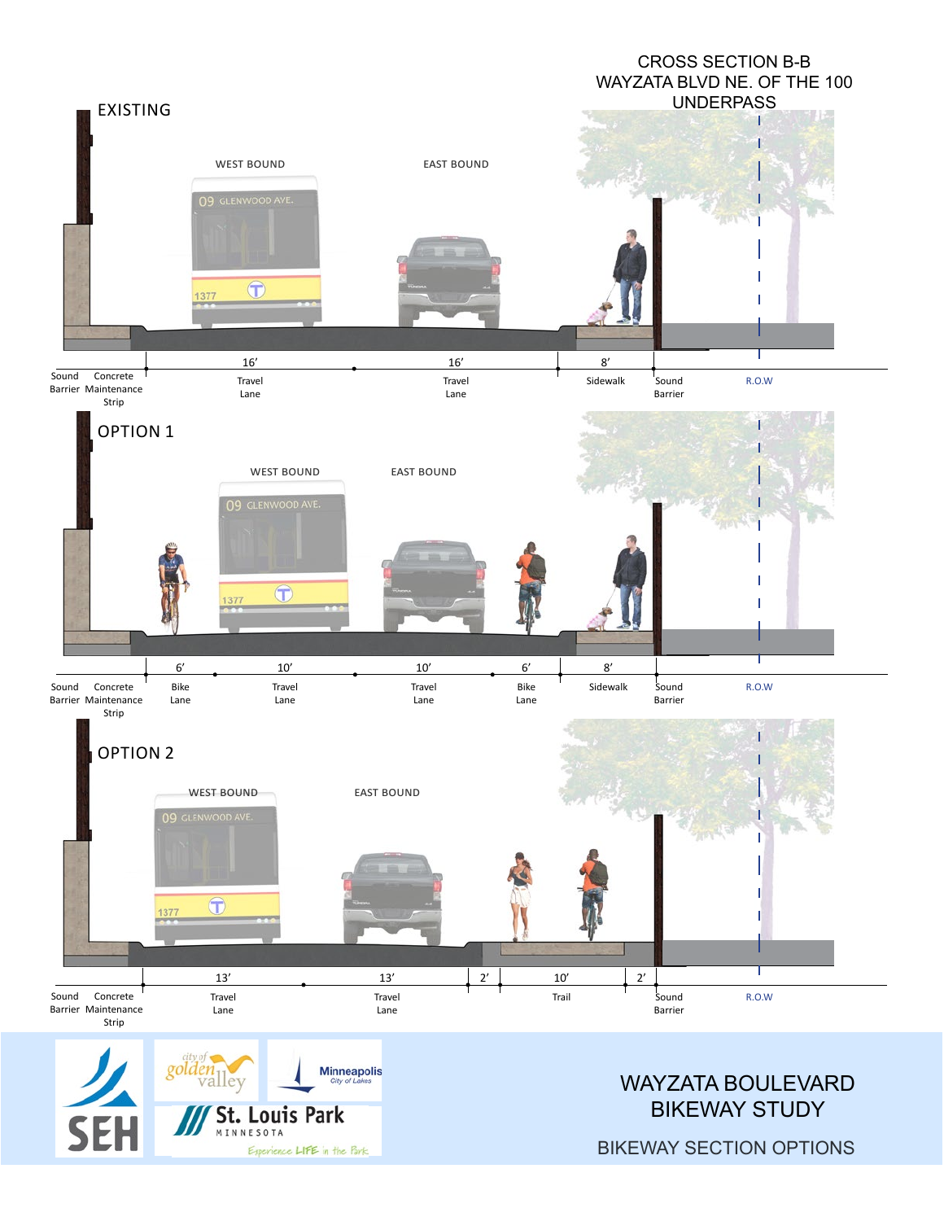# CROSS SECTION B-B
## WAYZATA BLVD NE. OF THE 100 UNDERPASS

### EXISTING

WEST BOUND | EAST BOUND

| Sound Barrier | Concrete Maintenance Strip | 16' Travel Lane | 16' Travel Lane | 8' Sidewalk | Sound Barrier | R.O.W |
|---|---|---|---|---|---|---|

### OPTION 1

WEST BOUND | EAST BOUND

| Sound Barrier | Concrete Maintenance Strip | 6' Bike Lane | 10' Travel Lane | 10' Travel Lane | 6' Bike Lane | 8' Sidewalk | Sound Barrier | R.O.W |
|---|---|---|---|---|---|---|---|---|

### OPTION 2

WEST BOUND | EAST BOUND

| Sound Barrier | Concrete Maintenance Strip | 13' Travel Lane | 13' Travel Lane | 2' | 10' Trail | 2' | Sound Barrier | R.O.W |
|---|---|---|---|---|---|---|---|---|

SEH | city of golden valley | Minneapolis City of Lakes | St. Louis Park MINNESOTA Experience LIFE in the Park

WAYZATA BOULEVARD BIKEWAY STUDY

BIKEWAY SECTION OPTIONS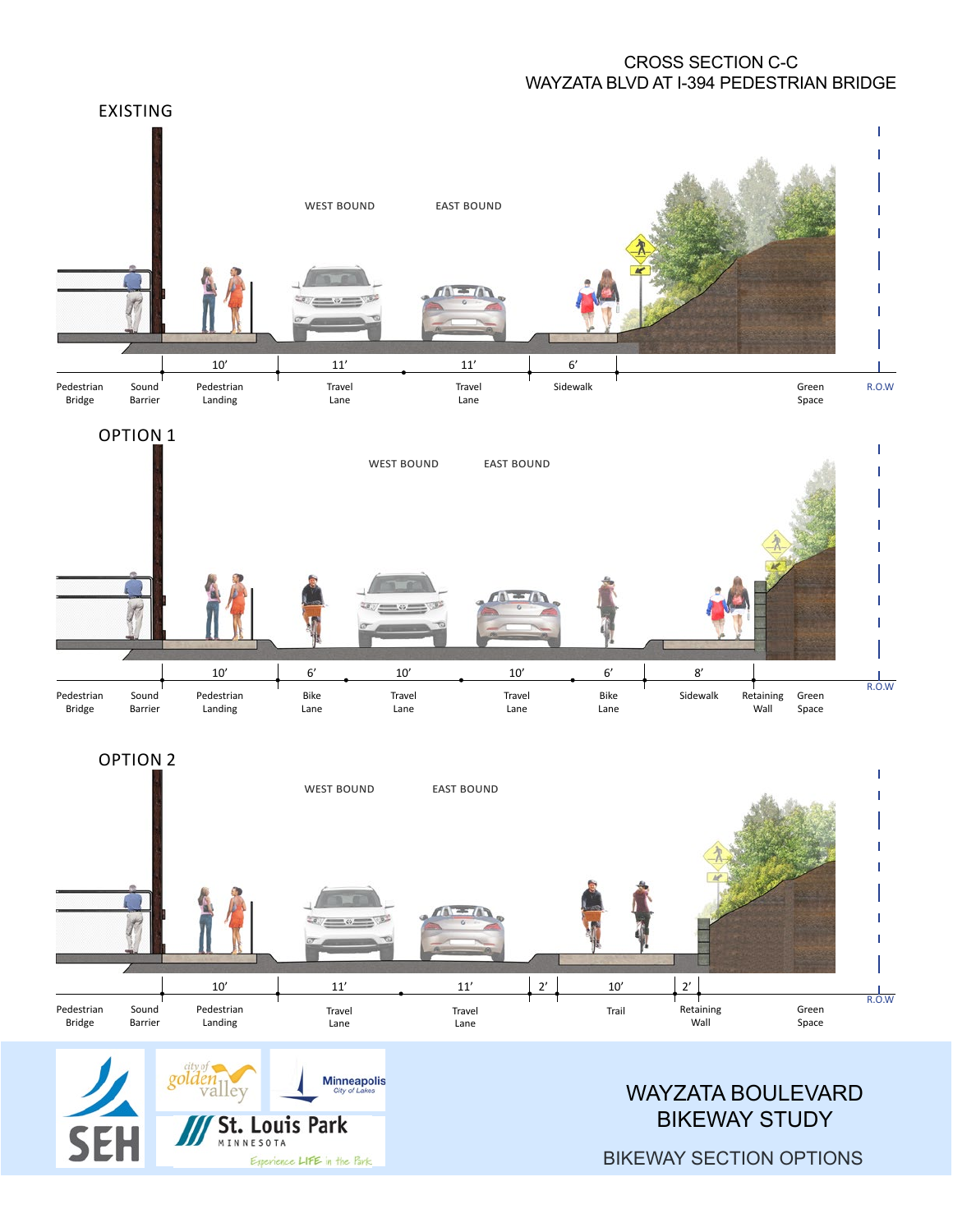# CROSS SECTION C-C
## WAYZATA BLVD AT I-394 PEDESTRIAN BRIDGE

### EXISTING

WEST BOUND | EAST BOUND

| Pedestrian Bridge | Sound Barrier | Pedestrian Landing | Travel Lane | Travel Lane | Sidewalk | Green Space | R.O.W |
|---|---|---|---|---|---|---|---|
| | | 10′ | 11′ | 11′ | 6′ | | |

### OPTION 1

WEST BOUND | EAST BOUND

| Pedestrian Bridge | Sound Barrier | Pedestrian Landing | Bike Lane | Travel Lane | Travel Lane | Bike Lane | Sidewalk | Retaining Wall | Green Space | R.O.W |
|---|---|---|---|---|---|---|---|---|---|---|
| | | 10′ | 6′ | 10′ | 10′ | 6′ | 8′ | | | |

### OPTION 2

WEST BOUND | EAST BOUND

| Pedestrian Bridge | Sound Barrier | Pedestrian Landing | Travel Lane | Travel Lane | | Trail | | Retaining Wall | Green Space | R.O.W |
|---|---|---|---|---|---|---|---|---|---|---|
| | | 10′ | 11′ | 11′ | 2′ | 10′ | 2′ | | | |

SEH | city of golden valley | Minneapolis City of Lakes | St. Louis Park MINNESOTA Experience LIFE in the Park

WAYZATA BOULEVARD BIKEWAY STUDY

BIKEWAY SECTION OPTIONS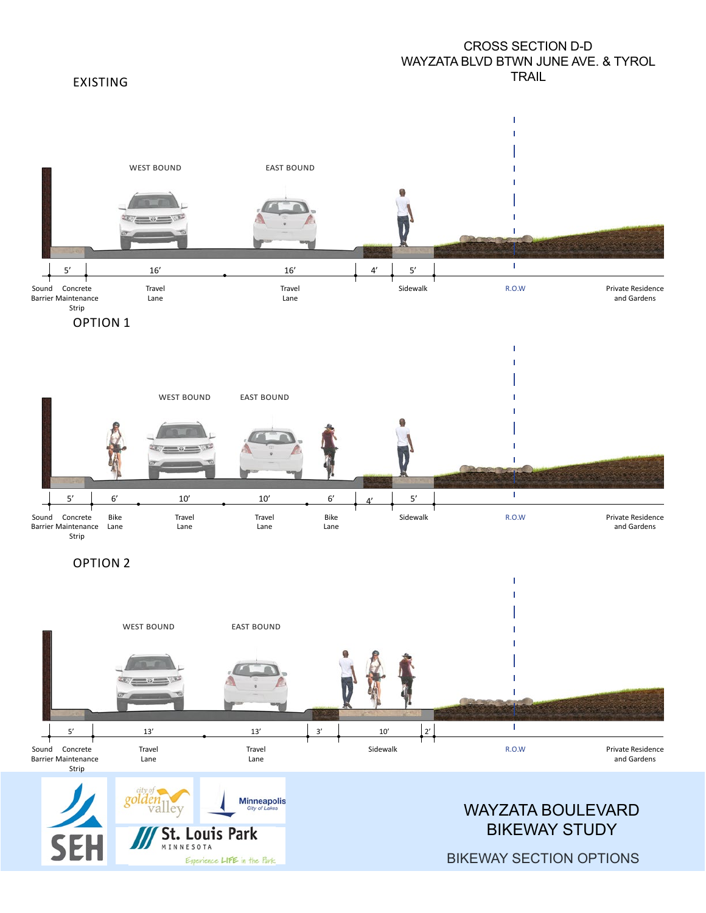# CROSS SECTION D-D
## WAYZATA BLVD BTWN JUNE AVE. & TYROL TRAIL

### EXISTING

WEST BOUND

EAST BOUND

5′ 16′ 16′ 4′ 5′

Sound Barrier
Concrete Maintenance Strip
Travel Lane
Travel Lane
Sidewalk
R.O.W
Private Residence and Gardens

### OPTION 1

WEST BOUND

EAST BOUND

5′ 6′ 10′ 10′ 6′ 4′ 5′

Sound Barrier
Concrete Maintenance Strip
Bike Lane
Travel Lane
Travel Lane
Bike Lane
Sidewalk
R.O.W
Private Residence and Gardens

### OPTION 2

WEST BOUND

EAST BOUND

5′ 13′ 13′ 3′ 10′ 2′

Sound Barrier
Concrete Maintenance Strip
Travel Lane
Travel Lane
Sidewalk
R.O.W
Private Residence and Gardens

SEH

city of golden valley

Minneapolis City of Lakes

St. Louis Park MINNESOTA Experience LIFE in the Park

WAYZATA BOULEVARD BIKEWAY STUDY

BIKEWAY SECTION OPTIONS